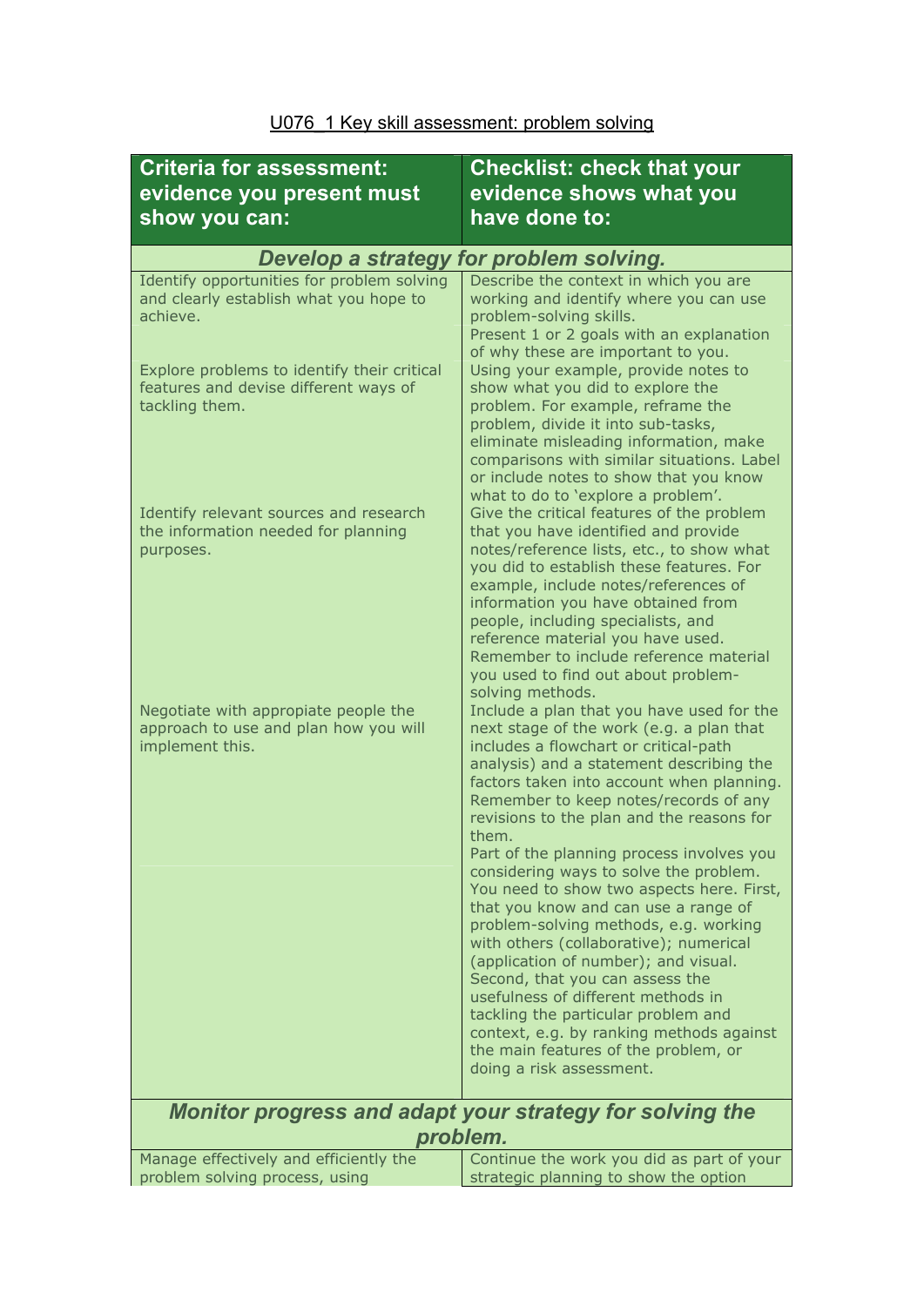U076_1 Key skill assessment: problem solving

| Criteria for assessment: evidence you present must show you can: | Checklist: check that your evidence shows what you have done to: |
| --- | --- |
| ***Develop a strategy for problem solving.*** | |
| Identify opportunities for problem solving and clearly establish what you hope to achieve. | Describe the context in which you are working and identify where you can use problem-solving skills. Present 1 or 2 goals with an explanation of why these are important to you. |
| Explore problems to identify their critical features and devise different ways of tackling them. | Using your example, provide notes to show what you did to explore the problem. For example, reframe the problem, divide it into sub-tasks, eliminate misleading information, make comparisons with similar situations. Label or include notes to show that you know what to do to 'explore a problem'. |
| Identify relevant sources and research the information needed for planning purposes. | Give the critical features of the problem that you have identified and provide notes/reference lists, etc., to show what you did to establish these features. For example, include notes/references of information you have obtained from people, including specialists, and reference material you have used. Remember to include reference material you used to find out about problem-solving methods. |
| Negotiate with appopiate people the approach to use and plan how you will implement this. | Include a plan that you have used for the next stage of the work (e.g. a plan that includes a flowchart or critical-path analysis) and a statement describing the factors taken into account when planning. Remember to keep notes/records of any revisions to the plan and the reasons for them. |
| | Part of the planning process involves you considering ways to solve the problem. You need to show two aspects here. First, that you know and can use a range of problem-solving methods, e.g. working with others (collaborative); numerical (application of number); and visual. Second, that you can assess the usefulness of different methods in tackling the particular problem and context, e.g. by ranking methods against the main features of the problem, or doing a risk assessment. |
| ***Monitor progress and adapt your strategy for solving the problem.*** | |
| Manage effectively and efficiently the problem solving process, using | Continue the work you did as part of your strategic planning to show the option |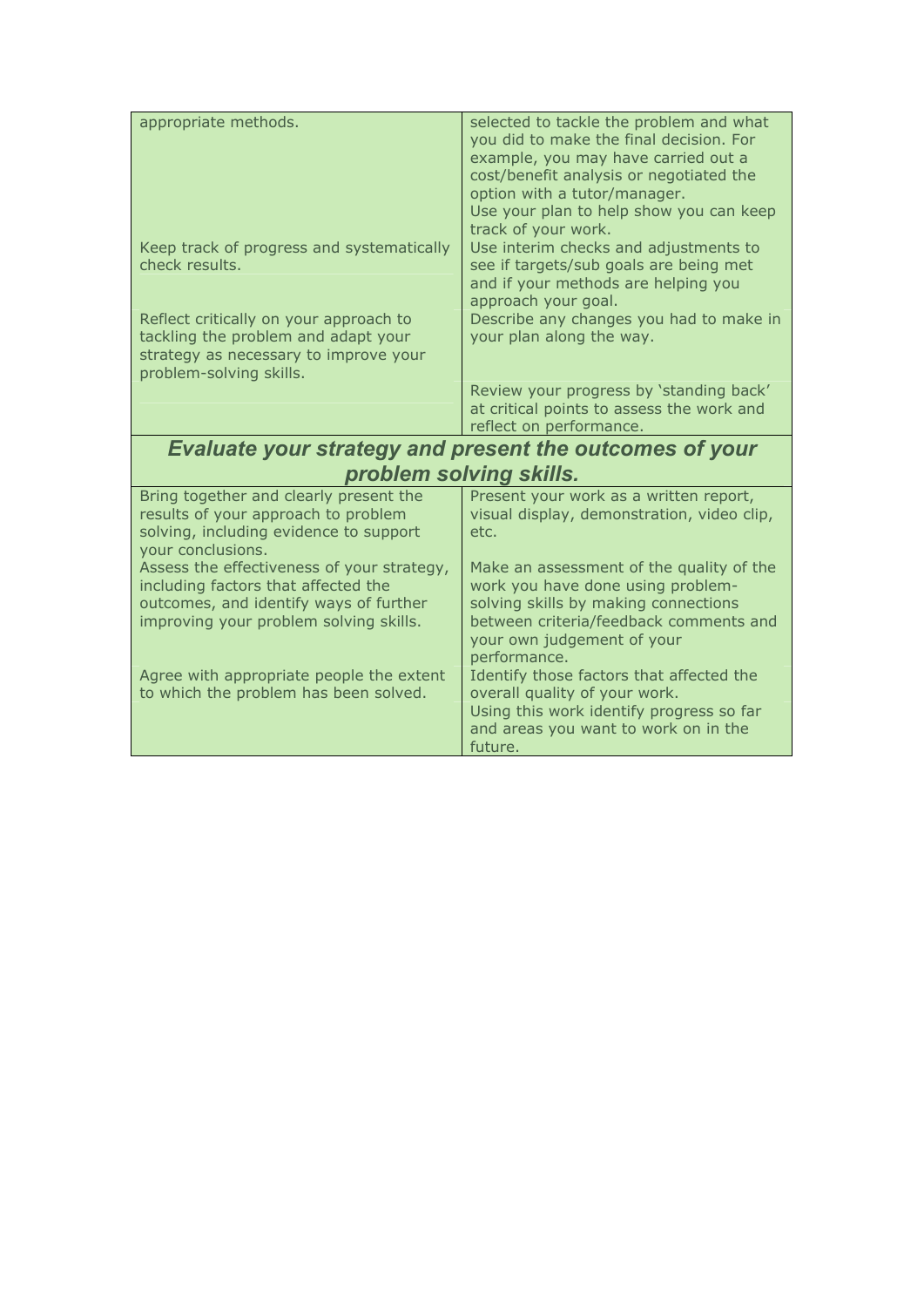| | |
|---|---|
| appropriate methods. | selected to tackle the problem and what you did to make the final decision. For example, you may have carried out a cost/benefit analysis or negotiated the option with a tutor/manager.<br>Use your plan to help show you can keep track of your work. |
| Keep track of progress and systematically check results. | Use interim checks and adjustments to see if targets/sub goals are being met and if your methods are helping you approach your goal. |
| Reflect critically on your approach to tackling the problem and adapt your strategy as necessary to improve your problem-solving skills. | Describe any changes you had to make in your plan along the way. |
| | Review your progress by 'standing back' at critical points to assess the work and reflect on performance. |
| ***Evaluate your strategy and present the outcomes of your problem solving skills.*** | |
| Bring together and clearly present the results of your approach to problem solving, including evidence to support your conclusions. | Present your work as a written report, visual display, demonstration, video clip, etc. |
| Assess the effectiveness of your strategy, including factors that affected the outcomes, and identify ways of further improving your problem solving skills. | Make an assessment of the quality of the work you have done using problem-solving skills by making connections between criteria/feedback comments and your own judgement of your performance. |
| Agree with appropriate people the extent to which the problem has been solved. | Identify those factors that affected the overall quality of your work.<br>Using this work identify progress so far and areas you want to work on in the future. |